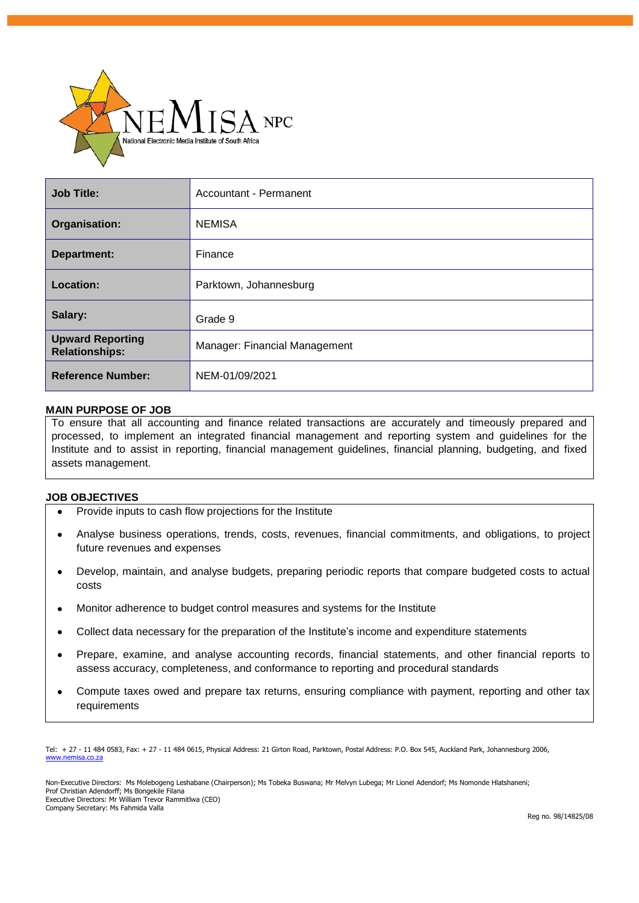NEMISA NPC
National Electronic Media Institute of South Africa

| Job Title: | Accountant - Permanent |
|---|---|
| Organisation: | NEMISA |
| Department: | Finance |
| Location: | Parktown, Johannesburg |
| Salary: | Grade 9 |
| Upward Reporting Relationships: | Manager: Financial Management |
| Reference Number: | NEM-01/09/2021 |

## MAIN PURPOSE OF JOB

To ensure that all accounting and finance related transactions are accurately and timeously prepared and processed, to implement an integrated financial management and reporting system and guidelines for the Institute and to assist in reporting, financial management guidelines, financial planning, budgeting, and fixed assets management.

## JOB OBJECTIVES

- Provide inputs to cash flow projections for the Institute
- Analyse business operations, trends, costs, revenues, financial commitments, and obligations, to project future revenues and expenses
- Develop, maintain, and analyse budgets, preparing periodic reports that compare budgeted costs to actual costs
- Monitor adherence to budget control measures and systems for the Institute
- Collect data necessary for the preparation of the Institute's income and expenditure statements
- Prepare, examine, and analyse accounting records, financial statements, and other financial reports to assess accuracy, completeness, and conformance to reporting and procedural standards
- Compute taxes owed and prepare tax returns, ensuring compliance with payment, reporting and other tax requirements

Tel: + 27 - 11 484 0583, Fax: + 27 - 11 484 0615, Physical Address: 21 Girton Road, Parktown, Postal Address: P.O. Box 545, Auckland Park, Johannesburg 2006, www.nemisa.co.za

Non-Executive Directors: Ms Molebogeng Leshabane (Chairperson); Ms Tobeka Buswana; Mr Melvyn Lubega; Mr Lionel Adendorf; Ms Nomonde Hlatshaneni; Prof Christian Adendorff; Ms Bongekile Filana
Executive Directors: Mr William Trevor Rammitlwa (CEO)
Company Secretary: Ms Fahmida Valla

Reg no. 98/14825/08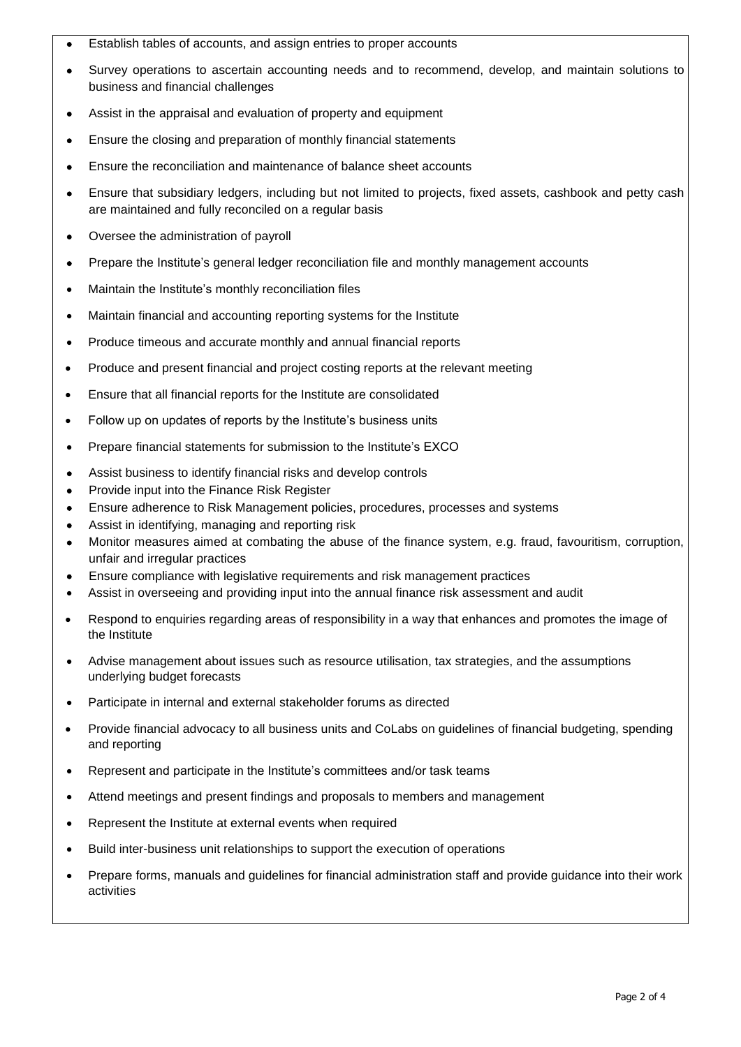- Establish tables of accounts, and assign entries to proper accounts
- Survey operations to ascertain accounting needs and to recommend, develop, and maintain solutions to business and financial challenges
- Assist in the appraisal and evaluation of property and equipment
- Ensure the closing and preparation of monthly financial statements
- Ensure the reconciliation and maintenance of balance sheet accounts
- Ensure that subsidiary ledgers, including but not limited to projects, fixed assets, cashbook and petty cash are maintained and fully reconciled on a regular basis
- Oversee the administration of payroll
- Prepare the Institute's general ledger reconciliation file and monthly management accounts
- Maintain the Institute's monthly reconciliation files
- Maintain financial and accounting reporting systems for the Institute
- Produce timeous and accurate monthly and annual financial reports
- Produce and present financial and project costing reports at the relevant meeting
- Ensure that all financial reports for the Institute are consolidated
- Follow up on updates of reports by the Institute's business units
- Prepare financial statements for submission to the Institute's EXCO
- Assist business to identify financial risks and develop controls
- Provide input into the Finance Risk Register
- Ensure adherence to Risk Management policies, procedures, processes and systems
- Assist in identifying, managing and reporting risk
- Monitor measures aimed at combating the abuse of the finance system, e.g. fraud, favouritism, corruption, unfair and irregular practices
- Ensure compliance with legislative requirements and risk management practices
- Assist in overseeing and providing input into the annual finance risk assessment and audit
- Respond to enquiries regarding areas of responsibility in a way that enhances and promotes the image of the Institute
- Advise management about issues such as resource utilisation, tax strategies, and the assumptions underlying budget forecasts
- Participate in internal and external stakeholder forums as directed
- Provide financial advocacy to all business units and CoLabs on guidelines of financial budgeting, spending and reporting
- Represent and participate in the Institute's committees and/or task teams
- Attend meetings and present findings and proposals to members and management
- Represent the Institute at external events when required
- Build inter-business unit relationships to support the execution of operations
- Prepare forms, manuals and guidelines for financial administration staff and provide guidance into their work activities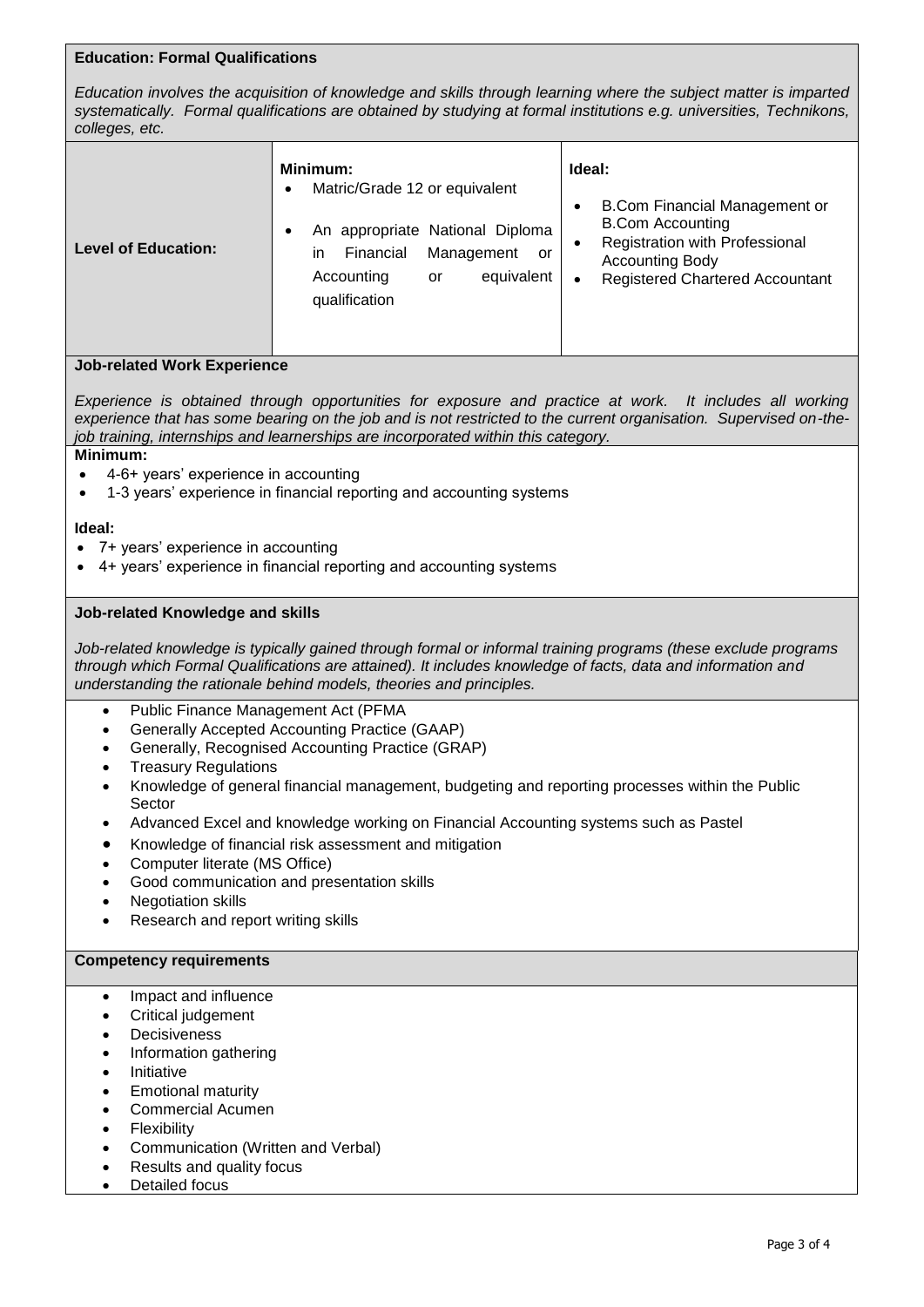## Education: Formal Qualifications

*Education involves the acquisition of knowledge and skills through learning where the subject matter is imparted systematically. Formal qualifications are obtained by studying at formal institutions e.g. universities, Technikons, colleges, etc.*

| **Level of Education:** | **Minimum:**<br>• Matric/Grade 12 or equivalent<br>• An appropriate National Diploma in Financial Management or Accounting or equivalent qualification | **Ideal:**<br>• B.Com Financial Management or B.Com Accounting<br>• Registration with Professional Accounting Body<br>• Registered Chartered Accountant |
|---|---|---|

## Job-related Work Experience

*Experience is obtained through opportunities for exposure and practice at work. It includes all working experience that has some bearing on the job and is not restricted to the current organisation. Supervised on-the-job training, internships and learnerships are incorporated within this category.*

**Minimum:**

- 4-6+ years' experience in accounting
- 1-3 years' experience in financial reporting and accounting systems

**Ideal:**

- 7+ years' experience in accounting
- 4+ years' experience in financial reporting and accounting systems

## Job-related Knowledge and skills

*Job-related knowledge is typically gained through formal or informal training programs (these exclude programs through which Formal Qualifications are attained). It includes knowledge of facts, data and information and understanding the rationale behind models, theories and principles.*

- Public Finance Management Act (PFMA
- Generally Accepted Accounting Practice (GAAP)
- Generally, Recognised Accounting Practice (GRAP)
- Treasury Regulations
- Knowledge of general financial management, budgeting and reporting processes within the Public Sector
- Advanced Excel and knowledge working on Financial Accounting systems such as Pastel
- Knowledge of financial risk assessment and mitigation
- Computer literate (MS Office)
- Good communication and presentation skills
- Negotiation skills
- Research and report writing skills

## Competency requirements

- Impact and influence
- Critical judgement
- Decisiveness
- Information gathering
- Initiative
- Emotional maturity
- Commercial Acumen
- Flexibility
- Communication (Written and Verbal)
- Results and quality focus
- Detailed focus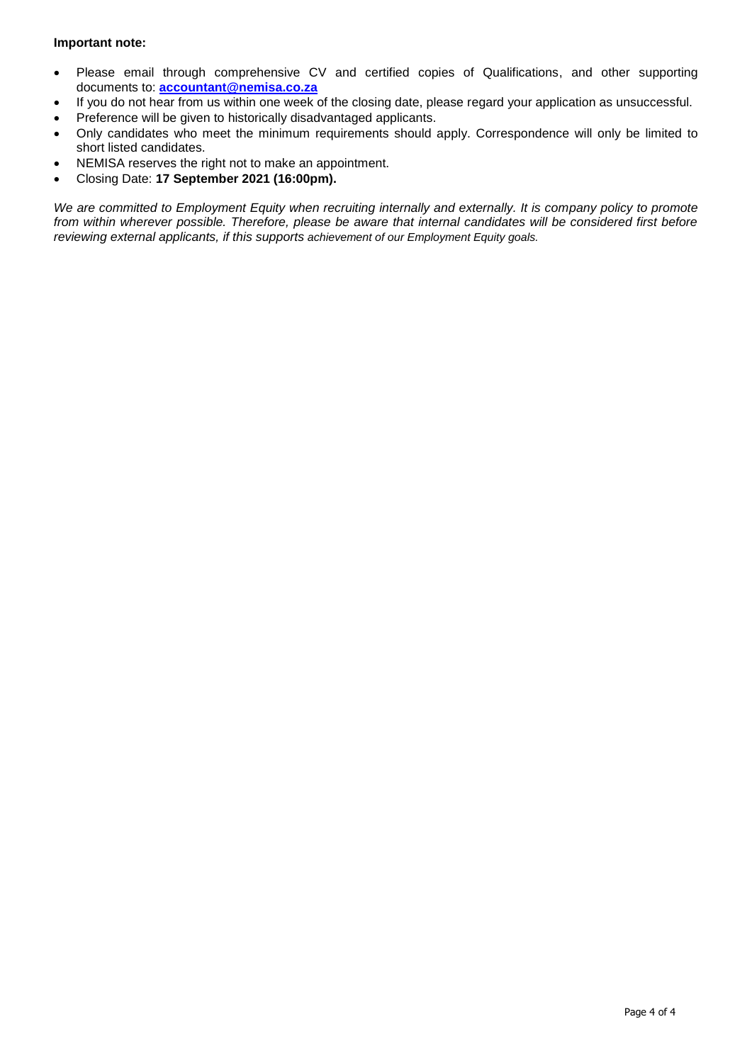**Important note:**

- Please email through comprehensive CV and certified copies of Qualifications, and other supporting documents to: **accountant@nemisa.co.za**
- If you do not hear from us within one week of the closing date, please regard your application as unsuccessful.
- Preference will be given to historically disadvantaged applicants.
- Only candidates who meet the minimum requirements should apply. Correspondence will only be limited to short listed candidates.
- NEMISA reserves the right not to make an appointment.
- Closing Date: **17 September 2021 (16:00pm).**

*We are committed to Employment Equity when recruiting internally and externally. It is company policy to promote from within wherever possible. Therefore, please be aware that internal candidates will be considered first before reviewing external applicants, if this supports achievement of our Employment Equity goals.*